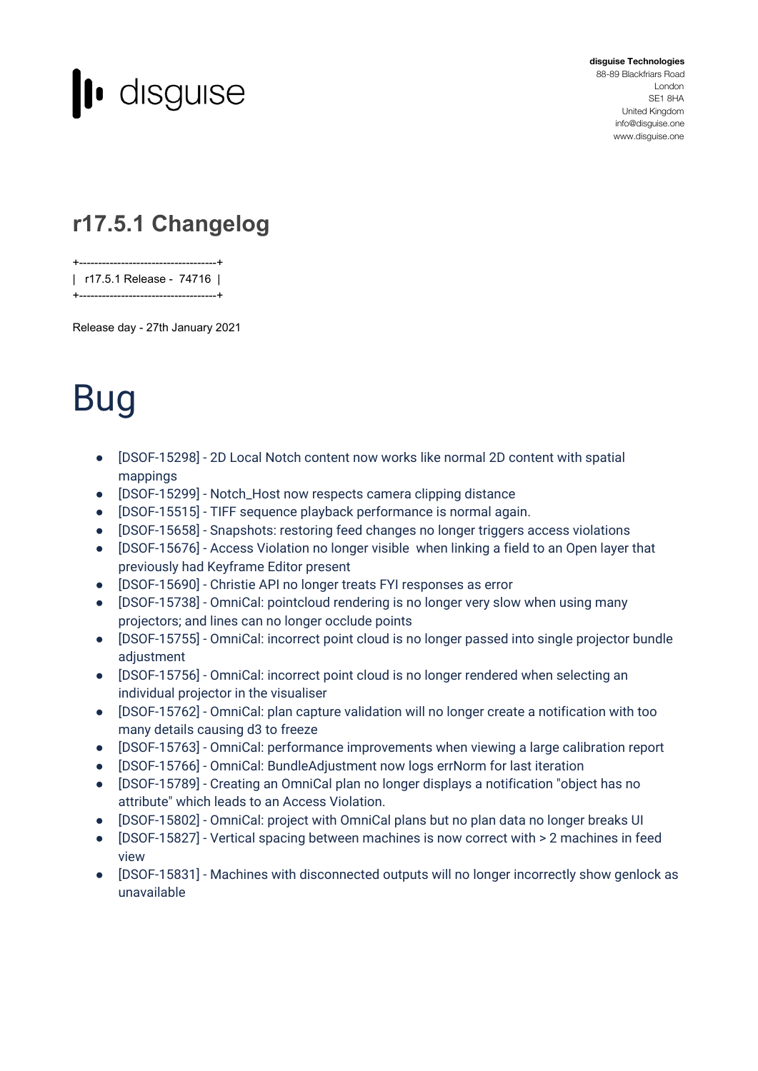**disguise Technologies**
88-89 Blackfriars Road
London
SE1 8HA
United Kingdom
info@disguise.one
www.disguise.one

## r17.5.1 Changelog

```
+------------------------------------+
|  r17.5.1 Release -  74716  |
+------------------------------------+
```

Release day - 27th January 2021

# Bug

- [DSOF-15298] - 2D Local Notch content now works like normal 2D content with spatial mappings
- [DSOF-15299] - Notch_Host now respects camera clipping distance
- [DSOF-15515] - TIFF sequence playback performance is normal again.
- [DSOF-15658] - Snapshots: restoring feed changes no longer triggers access violations
- [DSOF-15676] - Access Violation no longer visible  when linking a field to an Open layer that previously had Keyframe Editor present
- [DSOF-15690] - Christie API no longer treats FYI responses as error
- [DSOF-15738] - OmniCal: pointcloud rendering is no longer very slow when using many projectors; and lines can no longer occlude points
- [DSOF-15755] - OmniCal: incorrect point cloud is no longer passed into single projector bundle adjustment
- [DSOF-15756] - OmniCal: incorrect point cloud is no longer rendered when selecting an individual projector in the visualiser
- [DSOF-15762] - OmniCal: plan capture validation will no longer create a notification with too many details causing d3 to freeze
- [DSOF-15763] - OmniCal: performance improvements when viewing a large calibration report
- [DSOF-15766] - OmniCal: BundleAdjustment now logs errNorm for last iteration
- [DSOF-15789] - Creating an OmniCal plan no longer displays a notification "object has no attribute" which leads to an Access Violation.
- [DSOF-15802] - OmniCal: project with OmniCal plans but no plan data no longer breaks UI
- [DSOF-15827] - Vertical spacing between machines is now correct with > 2 machines in feed view
- [DSOF-15831] - Machines with disconnected outputs will no longer incorrectly show genlock as unavailable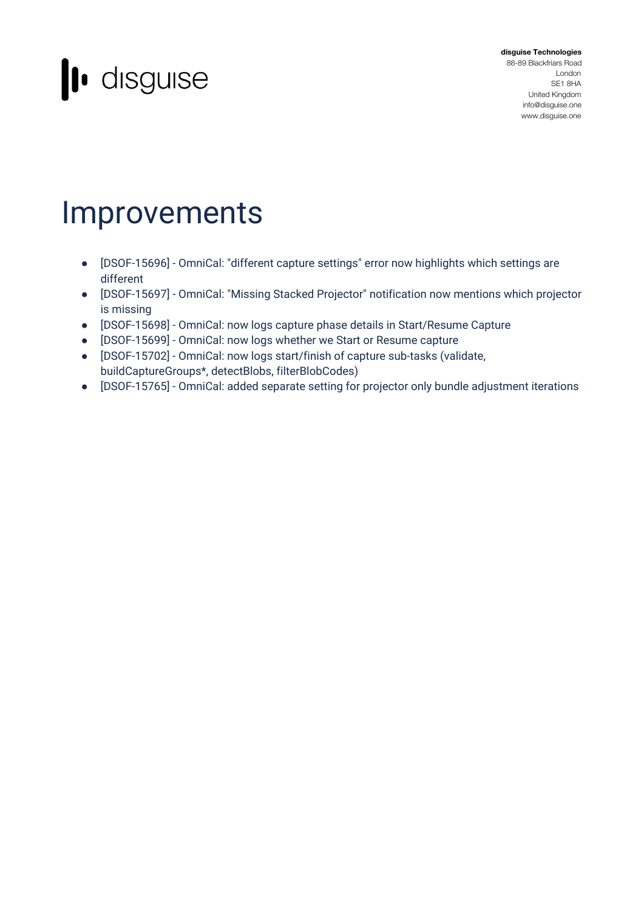# Improvements

- [DSOF-15696] - OmniCal: "different capture settings" error now highlights which settings are different
- [DSOF-15697] - OmniCal: "Missing Stacked Projector" notification now mentions which projector is missing
- [DSOF-15698] - OmniCal: now logs capture phase details in Start/Resume Capture
- [DSOF-15699] - OmniCal: now logs whether we Start or Resume capture
- [DSOF-15702] - OmniCal: now logs start/finish of capture sub-tasks (validate, buildCaptureGroups*, detectBlobs, filterBlobCodes)
- [DSOF-15765] - OmniCal: added separate setting for projector only bundle adjustment iterations